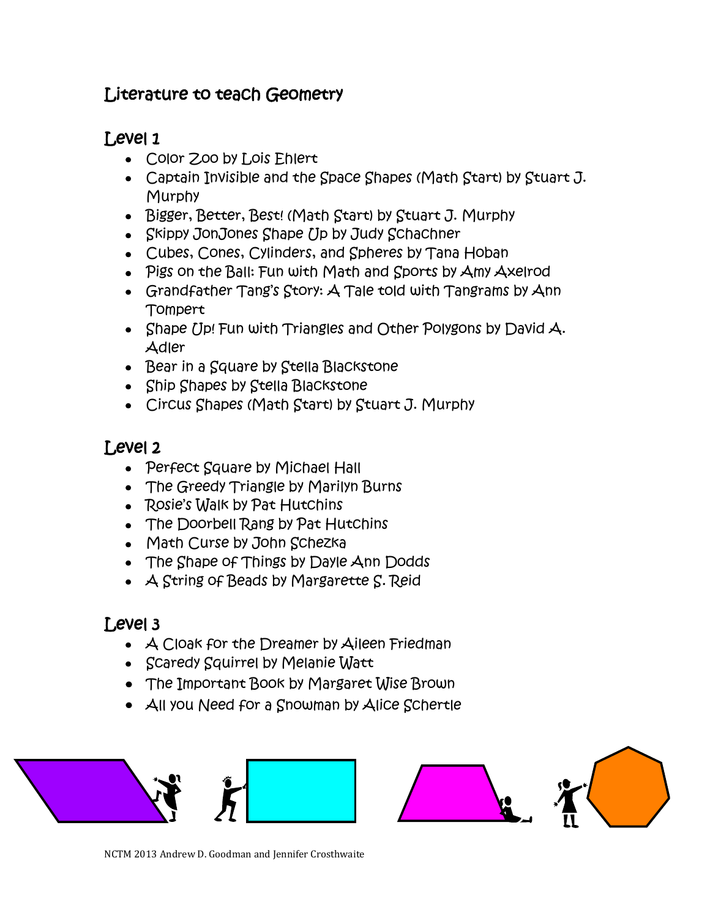# Literature to teach Geometry

## Level 1

- Color Zoo by Lois Ehlert
- Captain Invisible and the Space Shapes (Math Start) by Stuart J. Murphy
- Bigger, Better, Best! (Math Start) by Stuart J. Murphy
- Skippy JonJones Shape Up by Judy Schachner
- Cubes, Cones, Cylinders, and Spheres by Tana Hoban
- Pigs on the Ball: Fun with Math and Sports by Amy Axelrod
- Grandfather Tang's Story: A Tale told with Tangrams by Ann Tompert
- Shape Up! Fun with Triangles and Other Polygons by David A. Adler
- Bear in a Square by Stella Blackstone
- Ship Shapes by Stella Blackstone
- Circus Shapes (Math Start) by Stuart J. Murphy

## Level 2

- Perfect Square by Michael Hall
- The Greedy Triangle by Marilyn Burns
- Rosie's Walk by Pat Hutchins
- The Doorbell Rang by Pat Hutchins
- Math Curse by John Schezka
- The Shape of Things by Dayle Ann Dodds
- A String of Beads by Margarette S. Reid

## Level 3

- A Cloak for the Dreamer by Aileen Friedman
- Scaredy Squirrel by Melanie Watt
- The Important Book by Margaret Wise Brown
- All you Need for a Snowman by Alice Schertle

NCTM 2013 Andrew D. Goodman and Jennifer Crosthwaite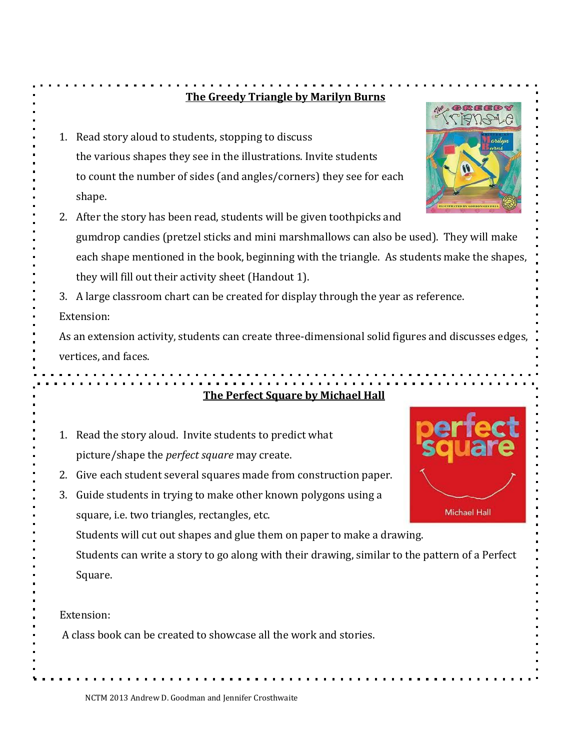## The Greedy Triangle by Marilyn Burns

1. Read story aloud to students, stopping to discuss the various shapes they see in the illustrations. Invite students to count the number of sides (and angles/corners) they see for each shape.
2. After the story has been read, students will be given toothpicks and gumdrop candies (pretzel sticks and mini marshmallows can also be used). They will make each shape mentioned in the book, beginning with the triangle. As students make the shapes, they will fill out their activity sheet (Handout 1).
3. A large classroom chart can be created for display through the year as reference.

Extension:

As an extension activity, students can create three-dimensional solid figures and discusses edges, vertices, and faces.

## The Perfect Square by Michael Hall

1. Read the story aloud. Invite students to predict what picture/shape the *perfect square* may create.
2. Give each student several squares made from construction paper.
3. Guide students in trying to make other known polygons using a square, i.e. two triangles, rectangles, etc.

   Students will cut out shapes and glue them on paper to make a drawing.

   Students can write a story to go along with their drawing, similar to the pattern of a Perfect Square.

Extension:

A class book can be created to showcase all the work and stories.

NCTM 2013 Andrew D. Goodman and Jennifer Crosthwaite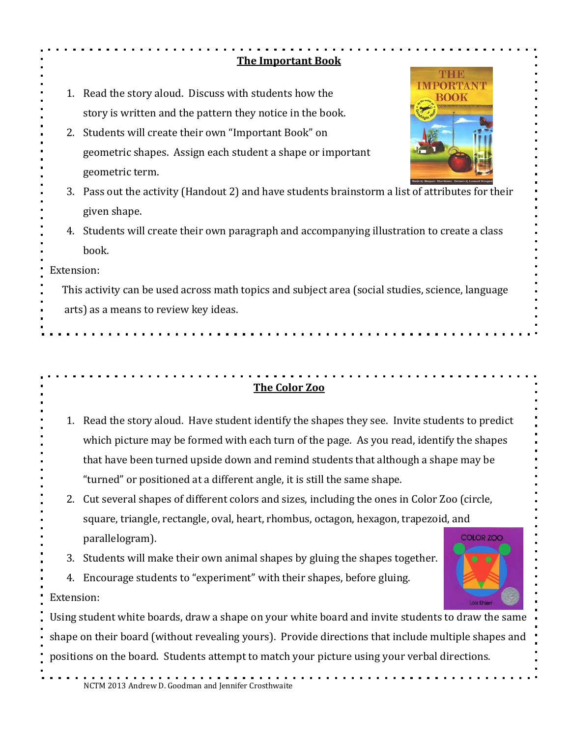## The Important Book

1. Read the story aloud. Discuss with students how the story is written and the pattern they notice in the book.
2. Students will create their own "Important Book" on geometric shapes. Assign each student a shape or important geometric term.
3. Pass out the activity (Handout 2) and have students brainstorm a list of attributes for their given shape.
4. Students will create their own paragraph and accompanying illustration to create a class book.

Extension:

This activity can be used across math topics and subject area (social studies, science, language arts) as a means to review key ideas.

## The Color Zoo

1. Read the story aloud. Have student identify the shapes they see. Invite students to predict which picture may be formed with each turn of the page. As you read, identify the shapes that have been turned upside down and remind students that although a shape may be "turned" or positioned at a different angle, it is still the same shape.
2. Cut several shapes of different colors and sizes, including the ones in Color Zoo (circle, square, triangle, rectangle, oval, heart, rhombus, octagon, hexagon, trapezoid, and parallelogram).
3. Students will make their own animal shapes by gluing the shapes together.
4. Encourage students to "experiment" with their shapes, before gluing.

Extension:

Using student white boards, draw a shape on your white board and invite students to draw the same shape on their board (without revealing yours). Provide directions that include multiple shapes and positions on the board. Students attempt to match your picture using your verbal directions.

NCTM 2013 Andrew D. Goodman and Jennifer Crosthwaite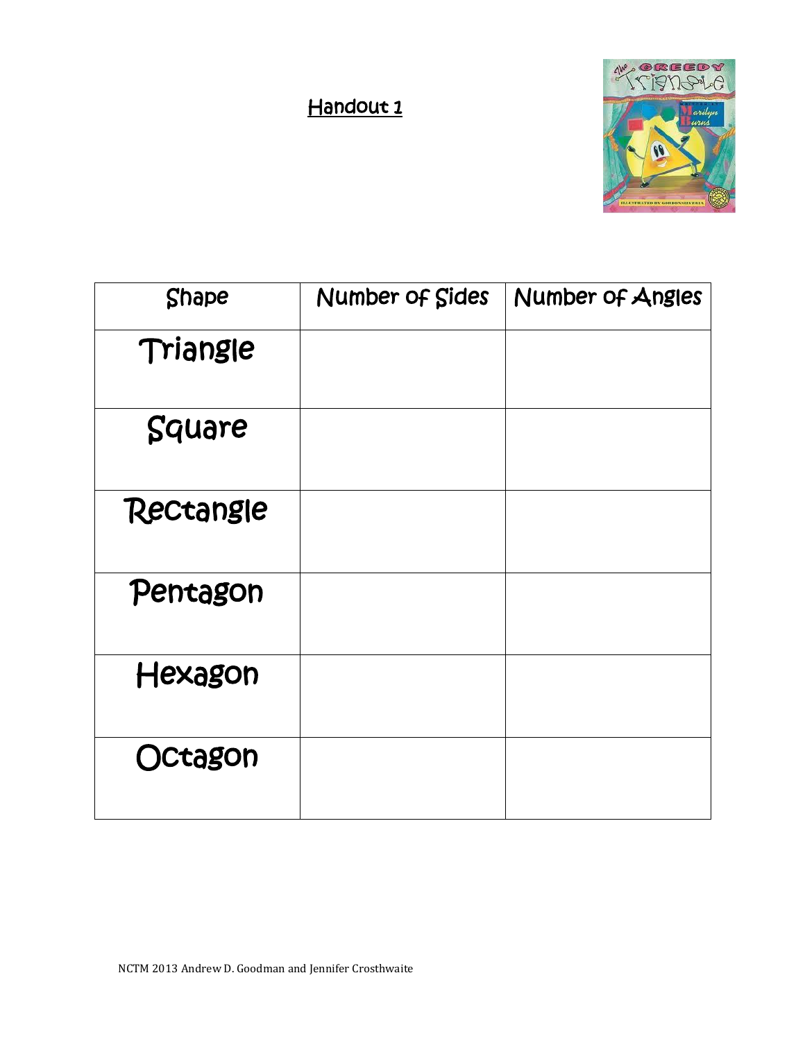## Handout 1

| Shape | Number of Sides | Number of Angles |
| --- | --- | --- |
| Triangle | | |
| Square | | |
| Rectangle | | |
| Pentagon | | |
| Hexagon | | |
| Octagon | | |

NCTM 2013 Andrew D. Goodman and Jennifer Crosthwaite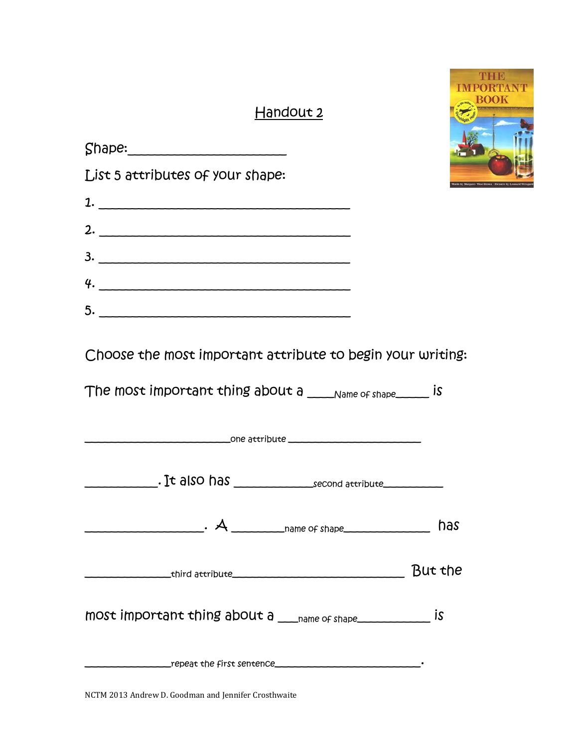## Handout 2

Shape:________________________

List 5 attributes of your shape:

1. ________________________________________
2. ________________________________________
3. ________________________________________
4. ________________________________________
5. ________________________________________

Choose the most important attribute to begin your writing:

The most important thing about a ____Name of shape______ is

__________________________one attribute ________________________

___________. It also has ______________second attribute___________

_________________. A ________name of shape_______________ has

_______________third attribute______________________________ But the

most important thing about a ___name of shape____________ is

________________repeat the first sentence____________________________.

NCTM 2013 Andrew D. Goodman and Jennifer Crosthwaite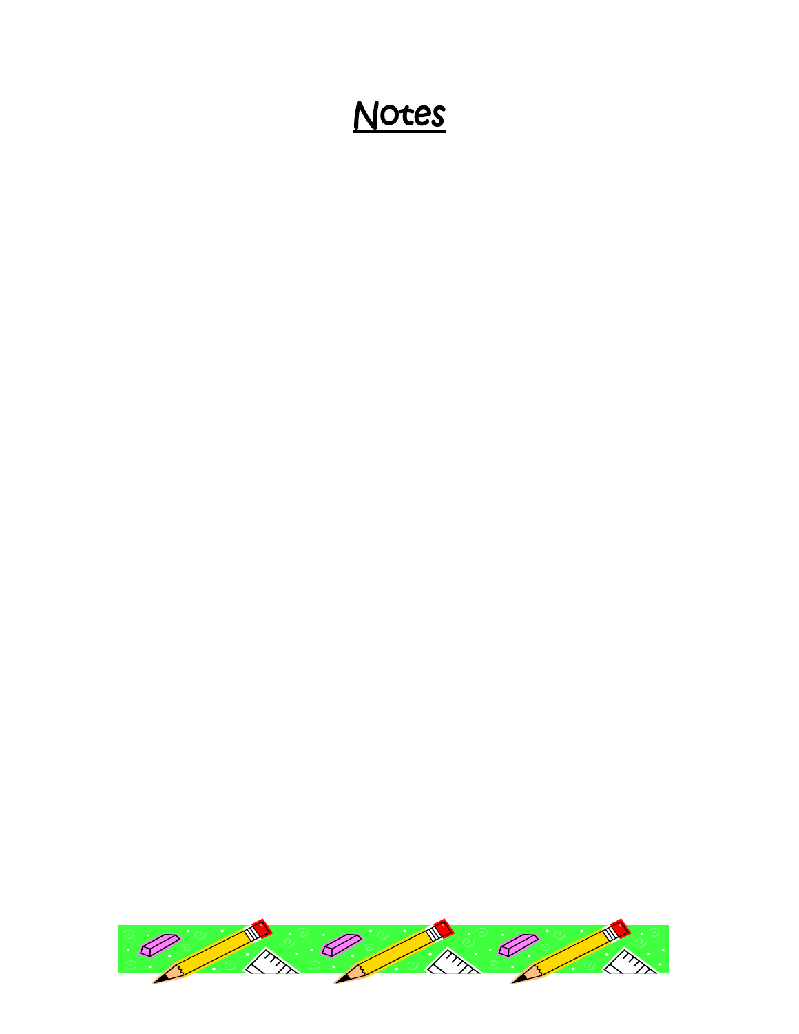# Notes